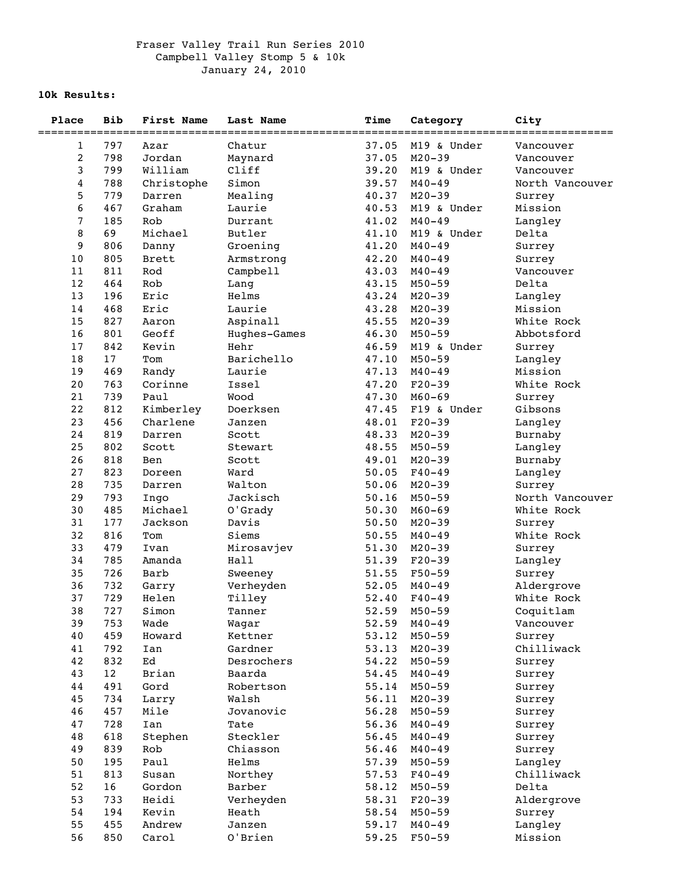Fraser Valley Trail Run Series 2010
Campbell Valley Stomp 5 & 10k
January 24, 2010

**10k Results:**

| Place | Bib | First Name | Last Name | Time | Category | City |
|---|---|---|---|---|---|---|
| 1 | 797 | Azar | Chatur | 37.05 | M19 & Under | Vancouver |
| 2 | 798 | Jordan | Maynard | 37.05 | M20-39 | Vancouver |
| 3 | 799 | William | Cliff | 39.20 | M19 & Under | Vancouver |
| 4 | 788 | Christophe | Simon | 39.57 | M40-49 | North Vancouver |
| 5 | 779 | Darren | Mealing | 40.37 | M20-39 | Surrey |
| 6 | 467 | Graham | Laurie | 40.53 | M19 & Under | Mission |
| 7 | 185 | Rob | Durrant | 41.02 | M40-49 | Langley |
| 8 | 69 | Michael | Butler | 41.10 | M19 & Under | Delta |
| 9 | 806 | Danny | Groening | 41.20 | M40-49 | Surrey |
| 10 | 805 | Brett | Armstrong | 42.20 | M40-49 | Surrey |
| 11 | 811 | Rod | Campbell | 43.03 | M40-49 | Vancouver |
| 12 | 464 | Rob | Lang | 43.15 | M50-59 | Delta |
| 13 | 196 | Eric | Helms | 43.24 | M20-39 | Langley |
| 14 | 468 | Eric | Laurie | 43.28 | M20-39 | Mission |
| 15 | 827 | Aaron | Aspinall | 45.55 | M20-39 | White Rock |
| 16 | 801 | Geoff | Hughes-Games | 46.30 | M50-59 | Abbotsford |
| 17 | 842 | Kevin | Hehr | 46.59 | M19 & Under | Surrey |
| 18 | 17 | Tom | Barichello | 47.10 | M50-59 | Langley |
| 19 | 469 | Randy | Laurie | 47.13 | M40-49 | Mission |
| 20 | 763 | Corinne | Issel | 47.20 | F20-39 | White Rock |
| 21 | 739 | Paul | Wood | 47.30 | M60-69 | Surrey |
| 22 | 812 | Kimberley | Doerksen | 47.45 | F19 & Under | Gibsons |
| 23 | 456 | Charlene | Janzen | 48.01 | F20-39 | Langley |
| 24 | 819 | Darren | Scott | 48.33 | M20-39 | Burnaby |
| 25 | 802 | Scott | Stewart | 48.55 | M50-59 | Langley |
| 26 | 818 | Ben | Scott | 49.01 | M20-39 | Burnaby |
| 27 | 823 | Doreen | Ward | 50.05 | F40-49 | Langley |
| 28 | 735 | Darren | Walton | 50.06 | M20-39 | Surrey |
| 29 | 793 | Ingo | Jackisch | 50.16 | M50-59 | North Vancouver |
| 30 | 485 | Michael | O'Grady | 50.30 | M60-69 | White Rock |
| 31 | 177 | Jackson | Davis | 50.50 | M20-39 | Surrey |
| 32 | 816 | Tom | Siems | 50.55 | M40-49 | White Rock |
| 33 | 479 | Ivan | Mirosavjev | 51.30 | M20-39 | Surrey |
| 34 | 785 | Amanda | Hall | 51.39 | F20-39 | Langley |
| 35 | 726 | Barb | Sweeney | 51.55 | F50-59 | Surrey |
| 36 | 732 | Garry | Verheyden | 52.05 | M40-49 | Aldergrove |
| 37 | 729 | Helen | Tilley | 52.40 | F40-49 | White Rock |
| 38 | 727 | Simon | Tanner | 52.59 | M50-59 | Coquitlam |
| 39 | 753 | Wade | Wagar | 52.59 | M40-49 | Vancouver |
| 40 | 459 | Howard | Kettner | 53.12 | M50-59 | Surrey |
| 41 | 792 | Ian | Gardner | 53.13 | M20-39 | Chilliwack |
| 42 | 832 | Ed | Desrochers | 54.22 | M50-59 | Surrey |
| 43 | 12 | Brian | Baarda | 54.45 | M40-49 | Surrey |
| 44 | 491 | Gord | Robertson | 55.14 | M50-59 | Surrey |
| 45 | 734 | Larry | Walsh | 56.11 | M20-39 | Surrey |
| 46 | 457 | Mile | Jovanovic | 56.28 | M50-59 | Surrey |
| 47 | 728 | Ian | Tate | 56.36 | M40-49 | Surrey |
| 48 | 618 | Stephen | Steckler | 56.45 | M40-49 | Surrey |
| 49 | 839 | Rob | Chiasson | 56.46 | M40-49 | Surrey |
| 50 | 195 | Paul | Helms | 57.39 | M50-59 | Langley |
| 51 | 813 | Susan | Northey | 57.53 | F40-49 | Chilliwack |
| 52 | 16 | Gordon | Barber | 58.12 | M50-59 | Delta |
| 53 | 733 | Heidi | Verheyden | 58.31 | F20-39 | Aldergrove |
| 54 | 194 | Kevin | Heath | 58.54 | M50-59 | Surrey |
| 55 | 455 | Andrew | Janzen | 59.17 | M40-49 | Langley |
| 56 | 850 | Carol | O'Brien | 59.25 | F50-59 | Mission |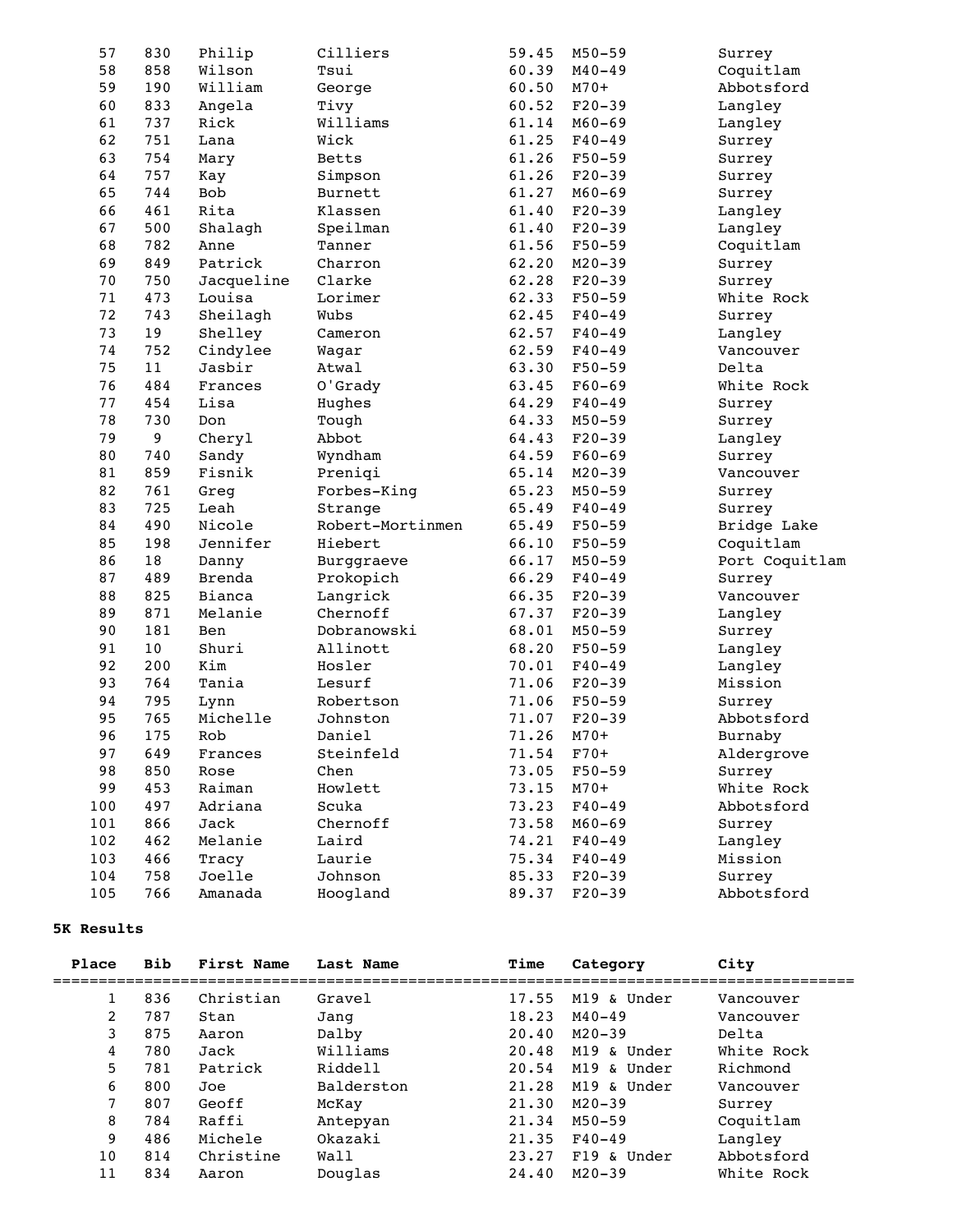| Place | Bib | First Name | Last Name | Time | Category | City |
|---|---|---|---|---|---|---|
| 57 | 830 | Philip | Cilliers | 59.45 | M50-59 | Surrey |
| 58 | 858 | Wilson | Tsui | 60.39 | M40-49 | Coquitlam |
| 59 | 190 | William | George | 60.50 | M70+ | Abbotsford |
| 60 | 833 | Angela | Tivy | 60.52 | F20-39 | Langley |
| 61 | 737 | Rick | Williams | 61.14 | M60-69 | Langley |
| 62 | 751 | Lana | Wick | 61.25 | F40-49 | Surrey |
| 63 | 754 | Mary | Betts | 61.26 | F50-59 | Surrey |
| 64 | 757 | Kay | Simpson | 61.26 | F20-39 | Surrey |
| 65 | 744 | Bob | Burnett | 61.27 | M60-69 | Surrey |
| 66 | 461 | Rita | Klassen | 61.40 | F20-39 | Langley |
| 67 | 500 | Shalagh | Speilman | 61.40 | F20-39 | Langley |
| 68 | 782 | Anne | Tanner | 61.56 | F50-59 | Coquitlam |
| 69 | 849 | Patrick | Charron | 62.20 | M20-39 | Surrey |
| 70 | 750 | Jacqueline | Clarke | 62.28 | F20-39 | Surrey |
| 71 | 473 | Louisa | Lorimer | 62.33 | F50-59 | White Rock |
| 72 | 743 | Sheilagh | Wubs | 62.45 | F40-49 | Surrey |
| 73 | 19 | Shelley | Cameron | 62.57 | F40-49 | Langley |
| 74 | 752 | Cindylee | Wagar | 62.59 | F40-49 | Vancouver |
| 75 | 11 | Jasbir | Atwal | 63.30 | F50-59 | Delta |
| 76 | 484 | Frances | O'Grady | 63.45 | F60-69 | White Rock |
| 77 | 454 | Lisa | Hughes | 64.29 | F40-49 | Surrey |
| 78 | 730 | Don | Tough | 64.33 | M50-59 | Surrey |
| 79 | 9 | Cheryl | Abbot | 64.43 | F20-39 | Langley |
| 80 | 740 | Sandy | Wyndham | 64.59 | F60-69 | Surrey |
| 81 | 859 | Fisnik | Preniqi | 65.14 | M20-39 | Vancouver |
| 82 | 761 | Greg | Forbes-King | 65.23 | M50-59 | Surrey |
| 83 | 725 | Leah | Strange | 65.49 | F40-49 | Surrey |
| 84 | 490 | Nicole | Robert-Mortinmen | 65.49 | F50-59 | Bridge Lake |
| 85 | 198 | Jennifer | Hiebert | 66.10 | F50-59 | Coquitlam |
| 86 | 18 | Danny | Burggraeve | 66.17 | M50-59 | Port Coquitlam |
| 87 | 489 | Brenda | Prokopich | 66.29 | F40-49 | Surrey |
| 88 | 825 | Bianca | Langrick | 66.35 | F20-39 | Vancouver |
| 89 | 871 | Melanie | Chernoff | 67.37 | F20-39 | Langley |
| 90 | 181 | Ben | Dobranowski | 68.01 | M50-59 | Surrey |
| 91 | 10 | Shuri | Allinott | 68.20 | F50-59 | Langley |
| 92 | 200 | Kim | Hosler | 70.01 | F40-49 | Langley |
| 93 | 764 | Tania | Lesurf | 71.06 | F20-39 | Mission |
| 94 | 795 | Lynn | Robertson | 71.06 | F50-59 | Surrey |
| 95 | 765 | Michelle | Johnston | 71.07 | F20-39 | Abbotsford |
| 96 | 175 | Rob | Daniel | 71.26 | M70+ | Burnaby |
| 97 | 649 | Frances | Steinfeld | 71.54 | F70+ | Aldergrove |
| 98 | 850 | Rose | Chen | 73.05 | F50-59 | Surrey |
| 99 | 453 | Raiman | Howlett | 73.15 | M70+ | White Rock |
| 100 | 497 | Adriana | Scuka | 73.23 | F40-49 | Abbotsford |
| 101 | 866 | Jack | Chernoff | 73.58 | M60-69 | Surrey |
| 102 | 462 | Melanie | Laird | 74.21 | F40-49 | Langley |
| 103 | 466 | Tracy | Laurie | 75.34 | F40-49 | Mission |
| 104 | 758 | Joelle | Johnson | 85.33 | F20-39 | Surrey |
| 105 | 766 | Amanada | Hoogland | 89.37 | F20-39 | Abbotsford |

**5K Results**

| Place | Bib | First Name | Last Name | Time | Category | City |
|---|---|---|---|---|---|---|
| 1 | 836 | Christian | Gravel | 17.55 | M19 & Under | Vancouver |
| 2 | 787 | Stan | Jang | 18.23 | M40-49 | Vancouver |
| 3 | 875 | Aaron | Dalby | 20.40 | M20-39 | Delta |
| 4 | 780 | Jack | Williams | 20.48 | M19 & Under | White Rock |
| 5 | 781 | Patrick | Riddell | 20.54 | M19 & Under | Richmond |
| 6 | 800 | Joe | Balderston | 21.28 | M19 & Under | Vancouver |
| 7 | 807 | Geoff | McKay | 21.30 | M20-39 | Surrey |
| 8 | 784 | Raffi | Antepyan | 21.34 | M50-59 | Coquitlam |
| 9 | 486 | Michele | Okazaki | 21.35 | F40-49 | Langley |
| 10 | 814 | Christine | Wall | 23.27 | F19 & Under | Abbotsford |
| 11 | 834 | Aaron | Douglas | 24.40 | M20-39 | White Rock |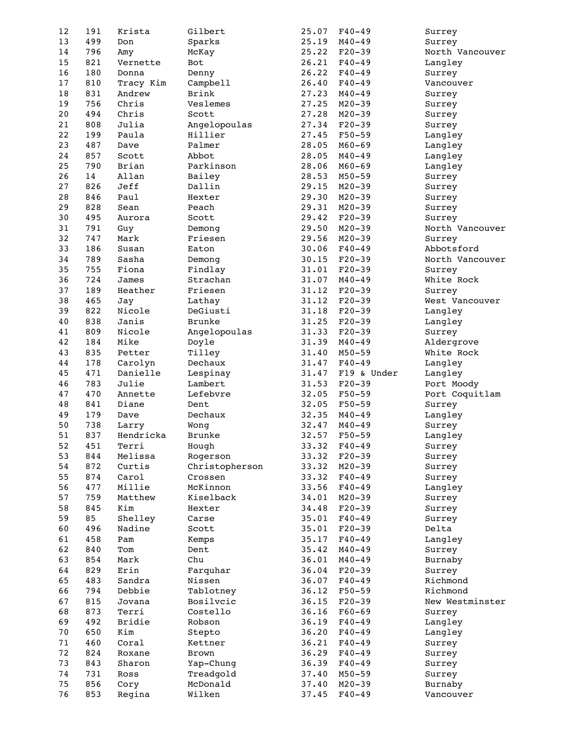| | | | | | | |
|---|---|---|---|---|---|---|
| 12 | 191 | Krista | Gilbert | 25.07 | F40-49 | Surrey |
| 13 | 499 | Don | Sparks | 25.19 | M40-49 | Surrey |
| 14 | 796 | Amy | McKay | 25.22 | F20-39 | North Vancouver |
| 15 | 821 | Vernette | Bot | 26.21 | F40-49 | Langley |
| 16 | 180 | Donna | Denny | 26.22 | F40-49 | Surrey |
| 17 | 810 | Tracy Kim | Campbell | 26.40 | F40-49 | Vancouver |
| 18 | 831 | Andrew | Brink | 27.23 | M40-49 | Surrey |
| 19 | 756 | Chris | Veslemes | 27.25 | M20-39 | Surrey |
| 20 | 494 | Chris | Scott | 27.28 | M20-39 | Surrey |
| 21 | 808 | Julia | Angelopoulas | 27.34 | F20-39 | Surrey |
| 22 | 199 | Paula | Hillier | 27.45 | F50-59 | Langley |
| 23 | 487 | Dave | Palmer | 28.05 | M60-69 | Langley |
| 24 | 857 | Scott | Abbot | 28.05 | M40-49 | Langley |
| 25 | 790 | Brian | Parkinson | 28.06 | M60-69 | Langley |
| 26 | 14 | Allan | Bailey | 28.53 | M50-59 | Surrey |
| 27 | 826 | Jeff | Dallin | 29.15 | M20-39 | Surrey |
| 28 | 846 | Paul | Hexter | 29.30 | M20-39 | Surrey |
| 29 | 828 | Sean | Peach | 29.31 | M20-39 | Surrey |
| 30 | 495 | Aurora | Scott | 29.42 | F20-39 | Surrey |
| 31 | 791 | Guy | Demong | 29.50 | M20-39 | North Vancouver |
| 32 | 747 | Mark | Friesen | 29.56 | M20-39 | Surrey |
| 33 | 186 | Susan | Eaton | 30.06 | F40-49 | Abbotsford |
| 34 | 789 | Sasha | Demong | 30.15 | F20-39 | North Vancouver |
| 35 | 755 | Fiona | Findlay | 31.01 | F20-39 | Surrey |
| 36 | 724 | James | Strachan | 31.07 | M40-49 | White Rock |
| 37 | 189 | Heather | Friesen | 31.12 | F20-39 | Surrey |
| 38 | 465 | Jay | Lathay | 31.12 | F20-39 | West Vancouver |
| 39 | 822 | Nicole | DeGiusti | 31.18 | F20-39 | Langley |
| 40 | 838 | Janis | Brunke | 31.25 | F20-39 | Langley |
| 41 | 809 | Nicole | Angelopoulas | 31.33 | F20-39 | Surrey |
| 42 | 184 | Mike | Doyle | 31.39 | M40-49 | Aldergrove |
| 43 | 835 | Petter | Tilley | 31.40 | M50-59 | White Rock |
| 44 | 178 | Carolyn | Dechaux | 31.47 | F40-49 | Langley |
| 45 | 471 | Danielle | Lespinay | 31.47 | F19 & Under | Langley |
| 46 | 783 | Julie | Lambert | 31.53 | F20-39 | Port Moody |
| 47 | 470 | Annette | Lefebvre | 32.05 | F50-59 | Port Coquitlam |
| 48 | 841 | Diane | Dent | 32.05 | F50-59 | Surrey |
| 49 | 179 | Dave | Dechaux | 32.35 | M40-49 | Langley |
| 50 | 738 | Larry | Wong | 32.47 | M40-49 | Surrey |
| 51 | 837 | Hendricka | Brunke | 32.57 | F50-59 | Langley |
| 52 | 451 | Terri | Hough | 33.32 | F40-49 | Surrey |
| 53 | 844 | Melissa | Rogerson | 33.32 | F20-39 | Surrey |
| 54 | 872 | Curtis | Christopherson | 33.32 | M20-39 | Surrey |
| 55 | 874 | Carol | Crossen | 33.32 | F40-49 | Surrey |
| 56 | 477 | Millie | McKinnon | 33.56 | F40-49 | Langley |
| 57 | 759 | Matthew | Kiselback | 34.01 | M20-39 | Surrey |
| 58 | 845 | Kim | Hexter | 34.48 | F20-39 | Surrey |
| 59 | 85 | Shelley | Carse | 35.01 | F40-49 | Surrey |
| 60 | 496 | Nadine | Scott | 35.01 | F20-39 | Delta |
| 61 | 458 | Pam | Kemps | 35.17 | F40-49 | Langley |
| 62 | 840 | Tom | Dent | 35.42 | M40-49 | Surrey |
| 63 | 854 | Mark | Chu | 36.01 | M40-49 | Burnaby |
| 64 | 829 | Erin | Farquhar | 36.04 | F20-39 | Surrey |
| 65 | 483 | Sandra | Nissen | 36.07 | F40-49 | Richmond |
| 66 | 794 | Debbie | Tablotney | 36.12 | F50-59 | Richmond |
| 67 | 815 | Jovana | Bosilvcic | 36.15 | F20-39 | New Westminster |
| 68 | 873 | Terri | Costello | 36.16 | F60-69 | Surrey |
| 69 | 492 | Bridie | Robson | 36.19 | F40-49 | Langley |
| 70 | 650 | Kim | Stepto | 36.20 | F40-49 | Langley |
| 71 | 460 | Coral | Kettner | 36.21 | F40-49 | Surrey |
| 72 | 824 | Roxane | Brown | 36.29 | F40-49 | Surrey |
| 73 | 843 | Sharon | Yap-Chung | 36.39 | F40-49 | Surrey |
| 74 | 731 | Ross | Treadgold | 37.40 | M50-59 | Surrey |
| 75 | 856 | Cory | McDonald | 37.40 | M20-39 | Burnaby |
| 76 | 853 | Regina | Wilken | 37.45 | F40-49 | Vancouver |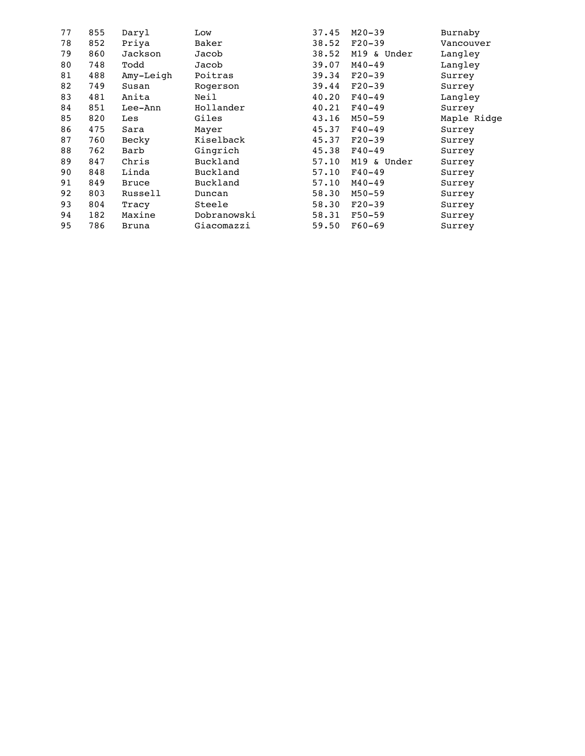| | | | | | | |
|---|---|---|---|---|---|---|
| 77 | 855 | Daryl | Low | 37.45 | M20-39 | Burnaby |
| 78 | 852 | Priya | Baker | 38.52 | F20-39 | Vancouver |
| 79 | 860 | Jackson | Jacob | 38.52 | M19 & Under | Langley |
| 80 | 748 | Todd | Jacob | 39.07 | M40-49 | Langley |
| 81 | 488 | Amy-Leigh | Poitras | 39.34 | F20-39 | Surrey |
| 82 | 749 | Susan | Rogerson | 39.44 | F20-39 | Surrey |
| 83 | 481 | Anita | Neil | 40.20 | F40-49 | Langley |
| 84 | 851 | Lee-Ann | Hollander | 40.21 | F40-49 | Surrey |
| 85 | 820 | Les | Giles | 43.16 | M50-59 | Maple Ridge |
| 86 | 475 | Sara | Mayer | 45.37 | F40-49 | Surrey |
| 87 | 760 | Becky | Kiselback | 45.37 | F20-39 | Surrey |
| 88 | 762 | Barb | Gingrich | 45.38 | F40-49 | Surrey |
| 89 | 847 | Chris | Buckland | 57.10 | M19 & Under | Surrey |
| 90 | 848 | Linda | Buckland | 57.10 | F40-49 | Surrey |
| 91 | 849 | Bruce | Buckland | 57.10 | M40-49 | Surrey |
| 92 | 803 | Russell | Duncan | 58.30 | M50-59 | Surrey |
| 93 | 804 | Tracy | Steele | 58.30 | F20-39 | Surrey |
| 94 | 182 | Maxine | Dobranowski | 58.31 | F50-59 | Surrey |
| 95 | 786 | Bruna | Giacomazzi | 59.50 | F60-69 | Surrey |